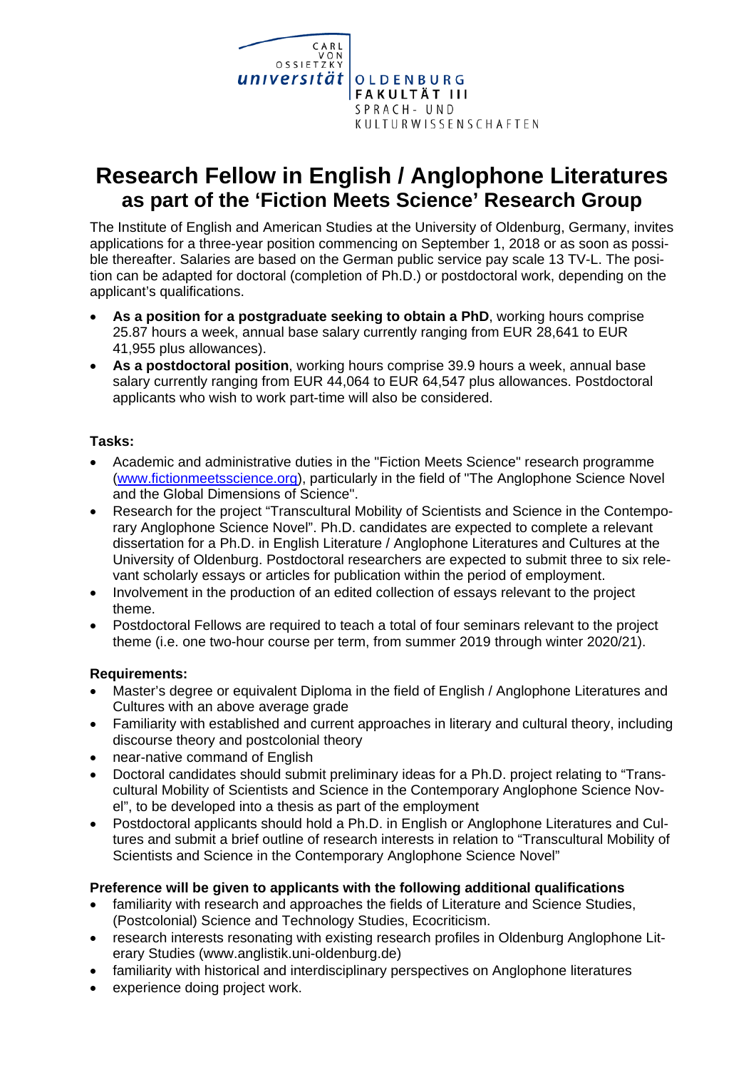CARL VON OSSIETZKY universität OLDENBURG
FAKULTÄT III
SPRACH- UND KULTURWISSENSCHAFTEN

# Research Fellow in English / Anglophone Literatures
## as part of the 'Fiction Meets Science' Research Group

The Institute of English and American Studies at the University of Oldenburg, Germany, invites applications for a three-year position commencing on September 1, 2018 or as soon as possible thereafter. Salaries are based on the German public service pay scale 13 TV-L. The position can be adapted for doctoral (completion of Ph.D.) or postdoctoral work, depending on the applicant's qualifications.

- **As a position for a postgraduate seeking to obtain a PhD**, working hours comprise 25.87 hours a week, annual base salary currently ranging from EUR 28,641 to EUR 41,955 plus allowances).
- **As a postdoctoral position**, working hours comprise 39.9 hours a week, annual base salary currently ranging from EUR 44,064 to EUR 64,547 plus allowances. Postdoctoral applicants who wish to work part-time will also be considered.

**Tasks:**

- Academic and administrative duties in the "Fiction Meets Science" research programme (www.fictionmeetsscience.org), particularly in the field of "The Anglophone Science Novel and the Global Dimensions of Science".
- Research for the project "Transcultural Mobility of Scientists and Science in the Contemporary Anglophone Science Novel". Ph.D. candidates are expected to complete a relevant dissertation for a Ph.D. in English Literature / Anglophone Literatures and Cultures at the University of Oldenburg. Postdoctoral researchers are expected to submit three to six relevant scholarly essays or articles for publication within the period of employment.
- Involvement in the production of an edited collection of essays relevant to the project theme.
- Postdoctoral Fellows are required to teach a total of four seminars relevant to the project theme (i.e. one two-hour course per term, from summer 2019 through winter 2020/21).

**Requirements:**

- Master's degree or equivalent Diploma in the field of English / Anglophone Literatures and Cultures with an above average grade
- Familiarity with established and current approaches in literary and cultural theory, including discourse theory and postcolonial theory
- near-native command of English
- Doctoral candidates should submit preliminary ideas for a Ph.D. project relating to "Transcultural Mobility of Scientists and Science in the Contemporary Anglophone Science Novel", to be developed into a thesis as part of the employment
- Postdoctoral applicants should hold a Ph.D. in English or Anglophone Literatures and Cultures and submit a brief outline of research interests in relation to "Transcultural Mobility of Scientists and Science in the Contemporary Anglophone Science Novel"

**Preference will be given to applicants with the following additional qualifications**

- familiarity with research and approaches the fields of Literature and Science Studies, (Postcolonial) Science and Technology Studies, Ecocriticism.
- research interests resonating with existing research profiles in Oldenburg Anglophone Literary Studies (www.anglistik.uni-oldenburg.de)
- familiarity with historical and interdisciplinary perspectives on Anglophone literatures
- experience doing project work.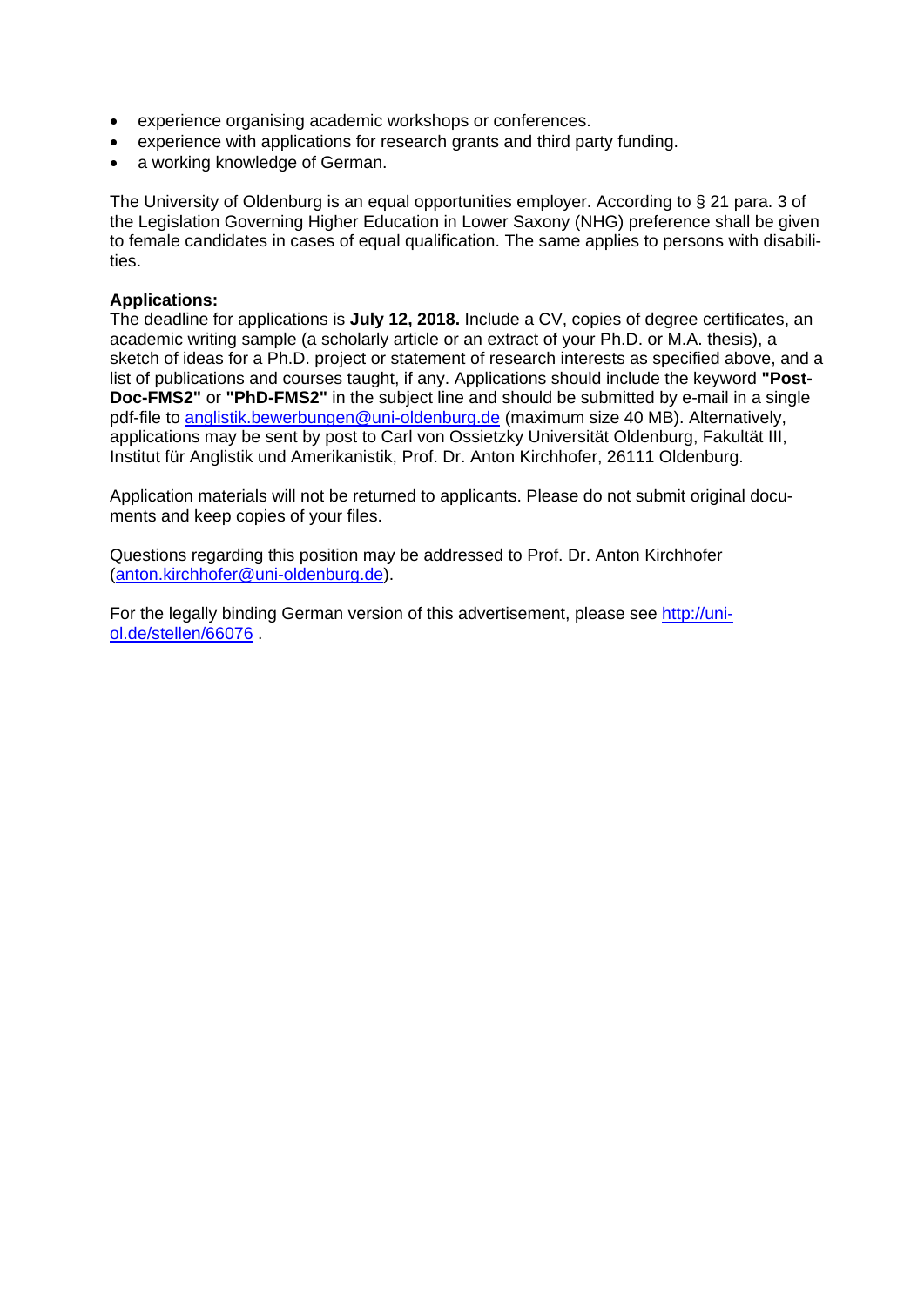- experience organising academic workshops or conferences.
- experience with applications for research grants and third party funding.
- a working knowledge of German.

The University of Oldenburg is an equal opportunities employer. According to § 21 para. 3 of the Legislation Governing Higher Education in Lower Saxony (NHG) preference shall be given to female candidates in cases of equal qualification. The same applies to persons with disabilities.

**Applications:**
The deadline for applications is **July 12, 2018.** Include a CV, copies of degree certificates, an academic writing sample (a scholarly article or an extract of your Ph.D. or M.A. thesis), a sketch of ideas for a Ph.D. project or statement of research interests as specified above, and a list of publications and courses taught, if any. Applications should include the keyword **"Post-Doc-FMS2"** or **"PhD-FMS2"** in the subject line and should be submitted by e-mail in a single pdf-file to [anglistik.bewerbungen@uni-oldenburg.de](mailto:anglistik.bewerbungen@uni-oldenburg.de) (maximum size 40 MB). Alternatively, applications may be sent by post to Carl von Ossietzky Universität Oldenburg, Fakultät III, Institut für Anglistik und Amerikanistik, Prof. Dr. Anton Kirchhofer, 26111 Oldenburg.

Application materials will not be returned to applicants. Please do not submit original documents and keep copies of your files.

Questions regarding this position may be addressed to Prof. Dr. Anton Kirchhofer ([anton.kirchhofer@uni-oldenburg.de](mailto:anton.kirchhofer@uni-oldenburg.de)).

For the legally binding German version of this advertisement, please see [http://uni-ol.de/stellen/66076](http://uni-ol.de/stellen/66076) .